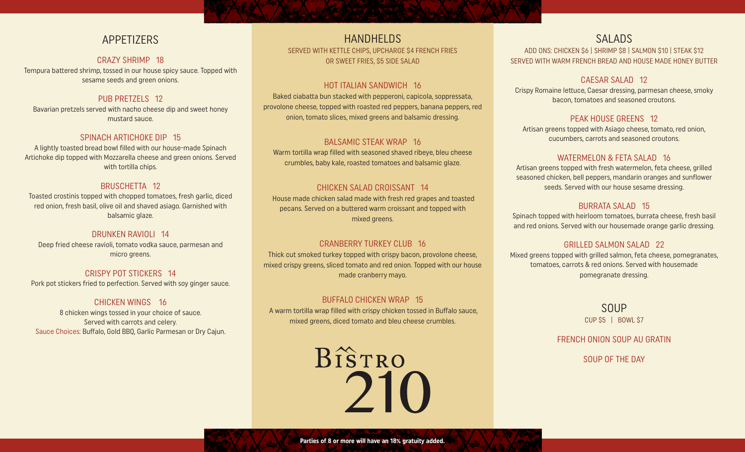## APPETIZERS

### CRAZY SHRIMP 18

Tempura battered shrimp, tossed in our house spicy sauce. Topped with sesame seeds and green onions.

### PUB PRETZELS 12

Bavarian pretzels served with nacho cheese dip and sweet honey mustard sauce.

### SPINACH ARTICHOKE DIP 15

A lightly toasted bread bowl filled with our house-made Spinach Artichoke dip topped with Mozzarella cheese and green onions. Served with tortilla chips.

### BRUSCHETTA 12

Toasted crostinis topped with chopped tomatoes, fresh garlic, diced red onion, fresh basil, olive oil and shaved asiago. Garnished with balsamic glaze.

### DRUNKEN RAVIOLI 14

Deep fried cheese ravioli, tomato vodka sauce, parmesan and micro greens.

### CRISPY POT STICKERS 14

Pork pot stickers fried to perfection. Served with soy ginger sauce.

### CHICKEN WINGS 16

8 chicken wings tossed in your choice of sauce.
Served with carrots and celery.
Sauce Choices: Buffalo, Gold BBQ, Garlic Parmesan or Dry Cajun.

## HANDHELDS

SERVED WITH KETTLE CHIPS, UPCHARGE $4 FRENCH FRIES OR SWEET FRIES, $5 SIDE SALAD

### HOT ITALIAN SANDWICH 16

Baked ciabatta bun stacked with pepperoni, capicola, soppressata, provolone cheese, topped with roasted red peppers, banana peppers, red onion, tomato slices, mixed greens and balsamic dressing.

### BALSAMIC STEAK WRAP 16

Warm tortilla wrap filled with seasoned shaved ribeye, bleu cheese crumbles, baby kale, roasted tomatoes and balsamic glaze.

### CHICKEN SALAD CROISSANT 14

House made chicken salad made with fresh red grapes and toasted pecans. Served on a buttered warm croissant and topped with mixed greens.

### CRANBERRY TURKEY CLUB 16

Thick cut smoked turkey topped with crispy bacon, provolone cheese, mixed crispy greens, sliced tomato and red onion. Topped with our house made cranberry mayo.

### BUFFALO CHICKEN WRAP 15

A warm tortilla wrap filled with crispy chicken tossed in Buffalo sauce, mixed greens, diced tomato and bleu cheese crumbles.

BISTRO 210

## SALADS

ADD ONS: CHICKEN $6 | SHRIMP $8 | SALMON $10 | STEAK $12
SERVED WITH WARM FRENCH BREAD AND HOUSE MADE HONEY BUTTER

### CAESAR SALAD 12

Crispy Romaine lettuce, Caesar dressing, parmesan cheese, smoky bacon, tomatoes and seasoned croutons.

### PEAK HOUSE GREENS 12

Artisan greens topped with Asiago cheese, tomato, red onion, cucumbers, carrots and seasoned croutons.

### WATERMELON & FETA SALAD 16

Artisan greens topped with fresh watermelon, feta cheese, grilled seasoned chicken, bell peppers, mandarin oranges and sunflower seeds. Served with our house sesame dressing.

### BURRATA SALAD 15

Spinach topped with heirloom tomatoes, burrata cheese, fresh basil and red onions. Served with our housemade orange garlic dressing.

### GRILLED SALMON SALAD 22

Mixed greens topped with grilled salmon, feta cheese, pomegranates, tomatoes, carrots & red onions. Served with housemade pomegranate dressing.

## SOUP

CUP $5 | BOWL $7

### FRENCH ONION SOUP AU GRATIN

### SOUP OF THE DAY

**Parties of 8 or more will have an 18% gratuity added.**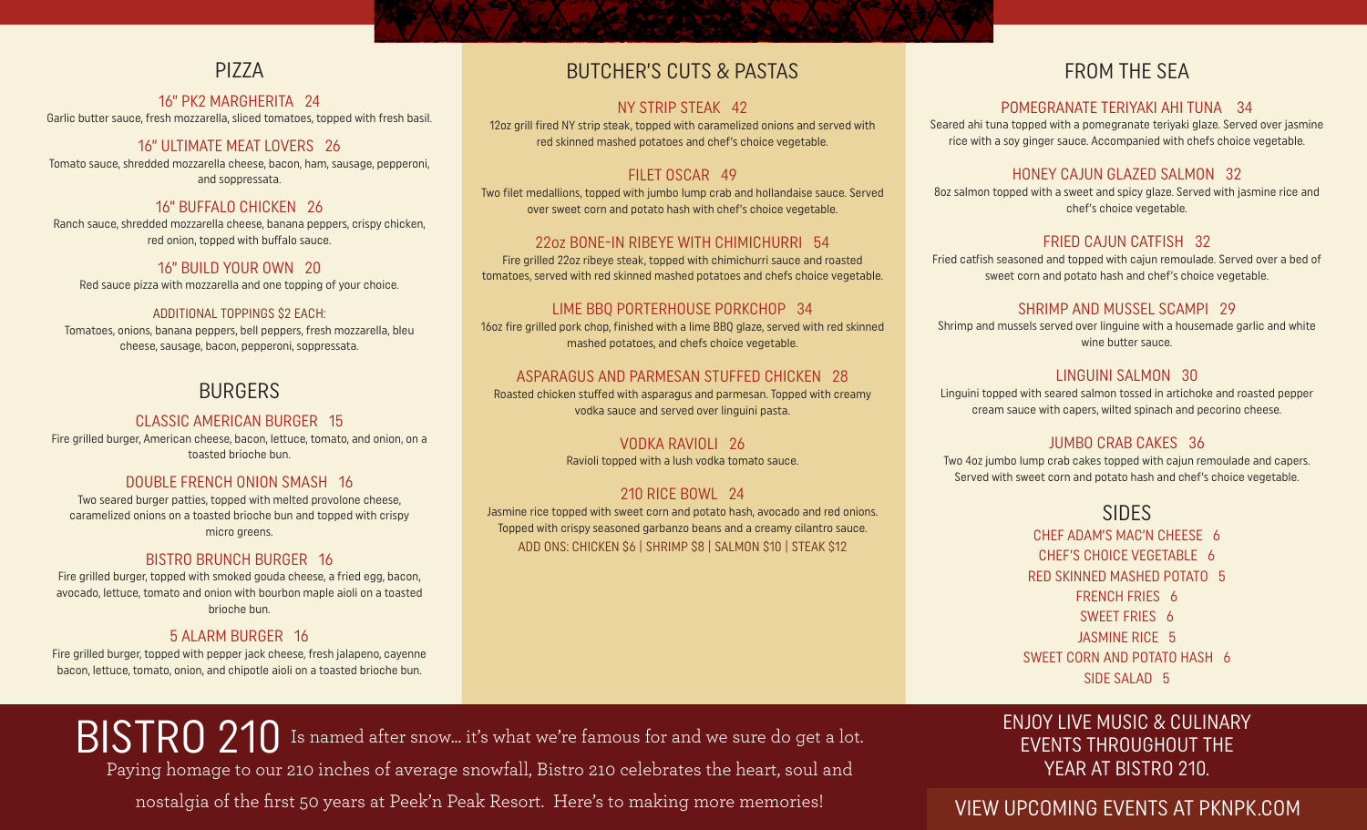## PIZZA

### 16" PK2 MARGHERITA 24
Garlic butter sauce, fresh mozzarella, sliced tomatoes, topped with fresh basil.

### 16" ULTIMATE MEAT LOVERS 26
Tomato sauce, shredded mozzarella cheese, bacon, ham, sausage, pepperoni, and soppressata.

### 16" BUFFALO CHICKEN 26
Ranch sauce, shredded mozzarella cheese, banana peppers, crispy chicken, red onion, topped with buffalo sauce.

### 16" BUILD YOUR OWN 20
Red sauce pizza with mozzarella and one topping of your choice.

ADDITIONAL TOPPINGS $2 EACH:
Tomatoes, onions, banana peppers, bell peppers, fresh mozzarella, bleu cheese, sausage, bacon, pepperoni, soppressata.

## BURGERS

### CLASSIC AMERICAN BURGER 15
Fire grilled burger, American cheese, bacon, lettuce, tomato, and onion, on a toasted brioche bun.

### DOUBLE FRENCH ONION SMASH 16
Two seared burger patties, topped with melted provolone cheese, caramelized onions on a toasted brioche bun and topped with crispy micro greens.

### BISTRO BRUNCH BURGER 16
Fire grilled burger, topped with smoked gouda cheese, a fried egg, bacon, avocado, lettuce, tomato and onion with bourbon maple aioli on a toasted brioche bun.

### 5 ALARM BURGER 16
Fire grilled burger, topped with pepper jack cheese, fresh jalapeno, cayenne bacon, lettuce, tomato, onion, and chipotle aioli on a toasted brioche bun.

## BUTCHER'S CUTS & PASTAS

### NY STRIP STEAK 42
12oz grill fired NY strip steak, topped with caramelized onions and served with red skinned mashed potatoes and chef's choice vegetable.

### FILET OSCAR 49
Two filet medallions, topped with jumbo lump crab and hollandaise sauce. Served over sweet corn and potato hash with chef's choice vegetable.

### 22oz BONE-IN RIBEYE WITH CHIMICHURRI 54
Fire grilled 22oz ribeye steak, topped with chimichurri sauce and roasted tomatoes, served with red skinned mashed potatoes and chefs choice vegetable.

### LIME BBQ PORTERHOUSE PORKCHOP 34
16oz fire grilled pork chop, finished with a lime BBQ glaze, served with red skinned mashed potatoes, and chefs choice vegetable.

### ASPARAGUS AND PARMESAN STUFFED CHICKEN 28
Roasted chicken stuffed with asparagus and parmesan. Topped with creamy vodka sauce and served over linguini pasta.

### VODKA RAVIOLI 26
Ravioli topped with a lush vodka tomato sauce.

### 210 RICE BOWL 24
Jasmine rice topped with sweet corn and potato hash, avocado and red onions. Topped with crispy seasoned garbanzo beans and a creamy cilantro sauce.
ADD ONS: CHICKEN $6 | SHRIMP $8 | SALMON $10 | STEAK $12

## FROM THE SEA

### POMEGRANATE TERIYAKI AHI TUNA 34
Seared ahi tuna topped with a pomegranate teriyaki glaze. Served over jasmine rice with a soy ginger sauce. Accompanied with chefs choice vegetable.

### HONEY CAJUN GLAZED SALMON 32
8oz salmon topped with a sweet and spicy glaze. Served with jasmine rice and chef's choice vegetable.

### FRIED CAJUN CATFISH 32
Fried catfish seasoned and topped with cajun remoulade. Served over a bed of sweet corn and potato hash and chef's choice vegetable.

### SHRIMP AND MUSSEL SCAMPI 29
Shrimp and mussels served over linguine with a housemade garlic and white wine butter sauce.

### LINGUINI SALMON 30
Linguini topped with seared salmon tossed in artichoke and roasted pepper cream sauce with capers, wilted spinach and pecorino cheese.

### JUMBO CRAB CAKES 36
Two 4oz jumbo lump crab cakes topped with cajun remoulade and capers. Served with sweet corn and potato hash and chef's choice vegetable.

## SIDES

- CHEF ADAM'S MAC'N CHEESE 6
- CHEF'S CHOICE VEGETABLE 6
- RED SKINNED MASHED POTATO 5
- FRENCH FRIES 6
- SWEET FRIES 6
- JASMINE RICE 5
- SWEET CORN AND POTATO HASH 6
- SIDE SALAD 5

**BISTRO 210** Is named after snow… it's what we're famous for and we sure do get a lot. Paying homage to our 210 inches of average snowfall, Bistro 210 celebrates the heart, soul and nostalgia of the first 50 years at Peek'n Peak Resort. Here's to making more memories!

ENJOY LIVE MUSIC & CULINARY EVENTS THROUGHOUT THE YEAR AT BISTRO 210.

VIEW UPCOMING EVENTS AT PKNPK.COM